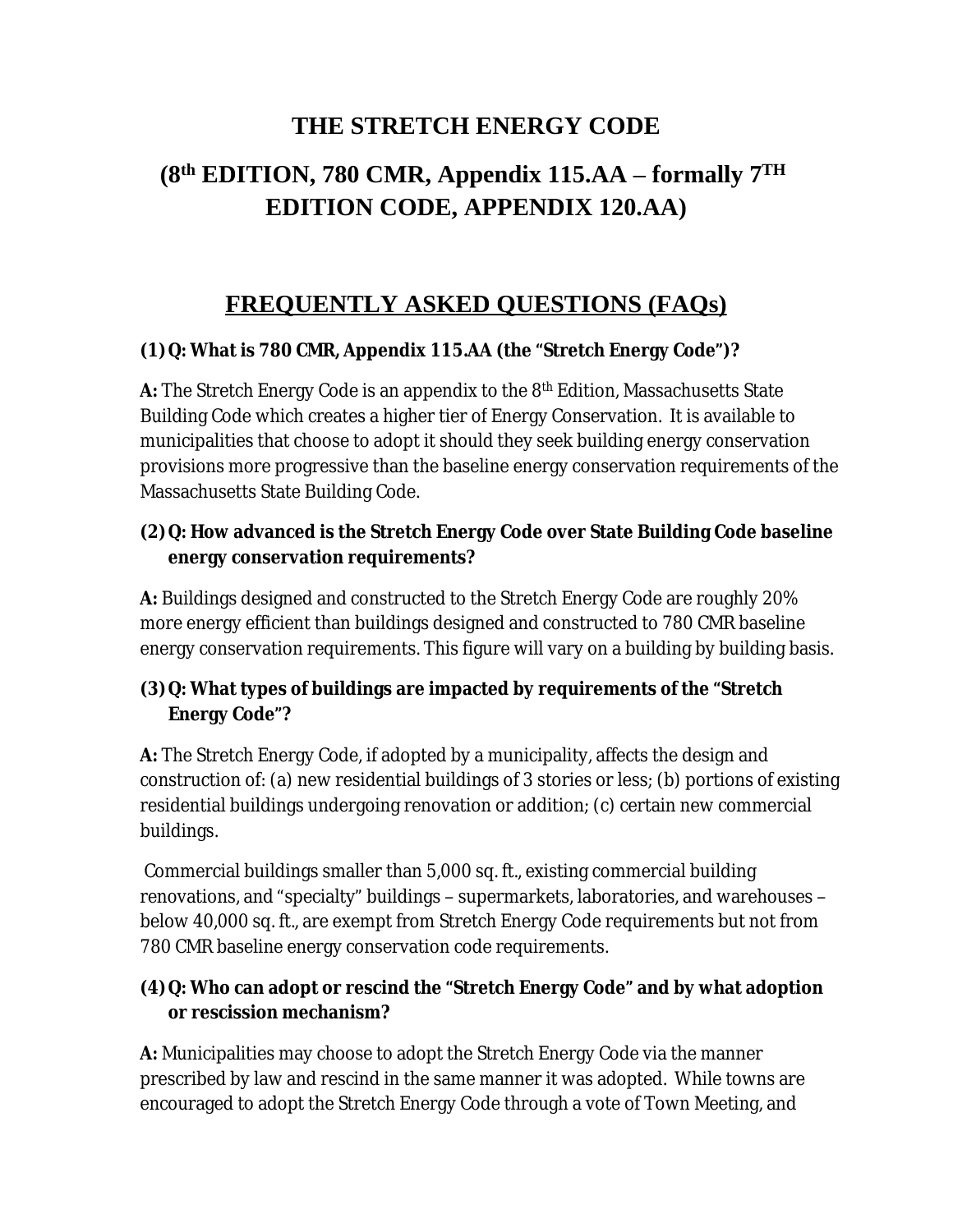# THE STRETCH ENERGY CODE

## (8th EDITION, 780 CMR, Appendix 115.AA – formally 7TH EDITION CODE, APPENDIX 120.AA)

## FREQUENTLY ASKED QUESTIONS (FAQs)

**(1) Q: What is 780 CMR, Appendix 115.AA (the "Stretch Energy Code")?**

**A:** The Stretch Energy Code is an appendix to the 8th Edition, Massachusetts State Building Code which creates a higher tier of Energy Conservation. It is available to municipalities that choose to adopt it should they seek building energy conservation provisions more progressive than the baseline energy conservation requirements of the Massachusetts State Building Code.

**(2) Q: How advanced is the Stretch Energy Code over State Building Code baseline energy conservation requirements?**

**A:** Buildings designed and constructed to the Stretch Energy Code are roughly 20% more energy efficient than buildings designed and constructed to 780 CMR baseline energy conservation requirements. This figure will vary on a building by building basis.

**(3) Q: What types of buildings are impacted by requirements of the "Stretch Energy Code"?**

**A:** The Stretch Energy Code, if adopted by a municipality, affects the design and construction of: (a) new residential buildings of 3 stories or less; (b) portions of existing residential buildings undergoing renovation or addition; (c) certain new commercial buildings.

Commercial buildings smaller than 5,000 sq. ft., existing commercial building renovations, and "specialty" buildings – supermarkets, laboratories, and warehouses – below 40,000 sq. ft., are exempt from Stretch Energy Code requirements but not from 780 CMR baseline energy conservation code requirements.

**(4) Q: Who can adopt or rescind the "Stretch Energy Code" and by what adoption or rescission mechanism?**

**A:** Municipalities may choose to adopt the Stretch Energy Code via the manner prescribed by law and rescind in the same manner it was adopted. While towns are encouraged to adopt the Stretch Energy Code through a vote of Town Meeting, and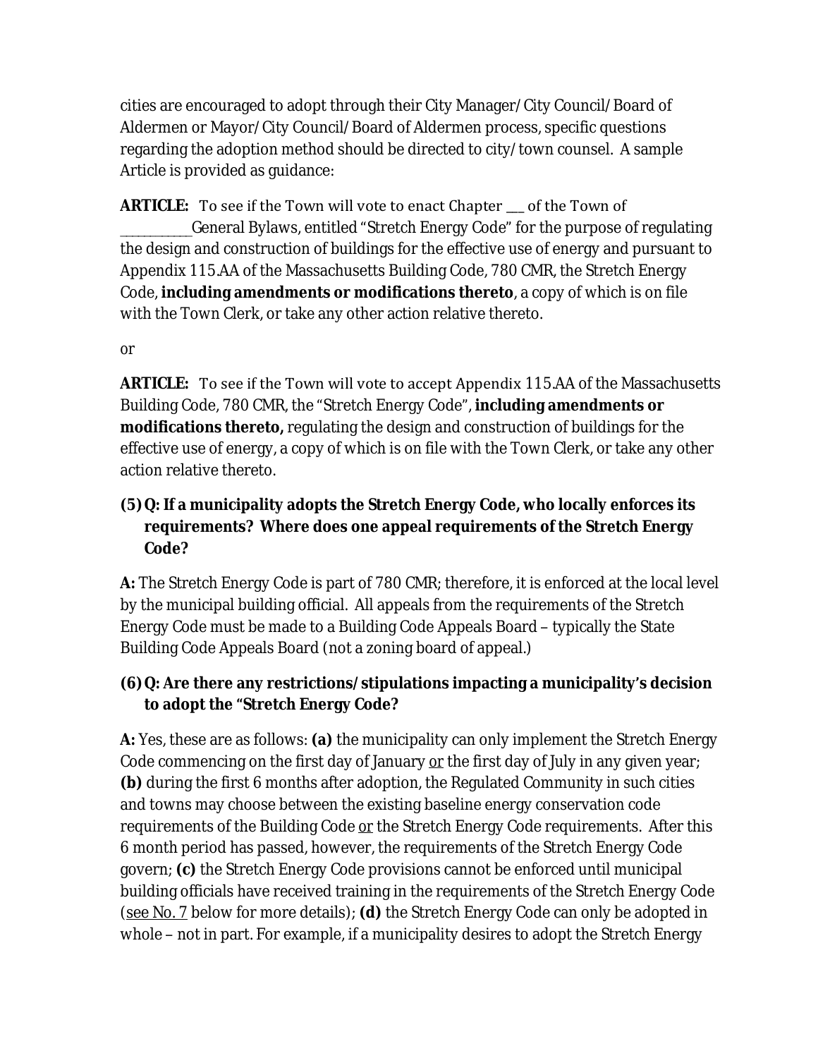cities are encouraged to adopt through their City Manager/City Council/Board of Aldermen or Mayor/City Council/Board of Aldermen process, specific questions regarding the adoption method should be directed to city/town counsel. A sample Article is provided as guidance:

**ARTICLE:** To see if the Town will vote to enact Chapter ___ of the Town of ___________General Bylaws, entitled "Stretch Energy Code" for the purpose of regulating the design and construction of buildings for the effective use of energy and pursuant to Appendix 115.AA of the Massachusetts Building Code, 780 CMR, the Stretch Energy Code, **including amendments or modifications thereto**, a copy of which is on file with the Town Clerk, or take any other action relative thereto.

or

**ARTICLE:** To see if the Town will vote to accept Appendix 115.AA of the Massachusetts Building Code, 780 CMR, the "Stretch Energy Code", **including amendments or modifications thereto,** regulating the design and construction of buildings for the effective use of energy, a copy of which is on file with the Town Clerk, or take any other action relative thereto.

**(5) Q: If a municipality adopts the Stretch Energy Code, who locally enforces its requirements? Where does one appeal requirements of the Stretch Energy Code?**

**A:** The Stretch Energy Code is part of 780 CMR; therefore, it is enforced at the local level by the municipal building official. All appeals from the requirements of the Stretch Energy Code must be made to a Building Code Appeals Board – typically the State Building Code Appeals Board (not a zoning board of appeal.)

**(6) Q: Are there any restrictions/stipulations impacting a municipality's decision to adopt the "Stretch Energy Code?**

**A:** Yes, these are as follows: **(a)** the municipality can only implement the Stretch Energy Code commencing on the first day of January or the first day of July in any given year; **(b)** during the first 6 months after adoption, the Regulated Community in such cities and towns may choose between the existing baseline energy conservation code requirements of the Building Code or the Stretch Energy Code requirements. After this 6 month period has passed, however, the requirements of the Stretch Energy Code govern; **(c)** the Stretch Energy Code provisions cannot be enforced until municipal building officials have received training in the requirements of the Stretch Energy Code (see No. 7 below for more details); **(d)** the Stretch Energy Code can only be adopted in whole – not in part. For example, if a municipality desires to adopt the Stretch Energy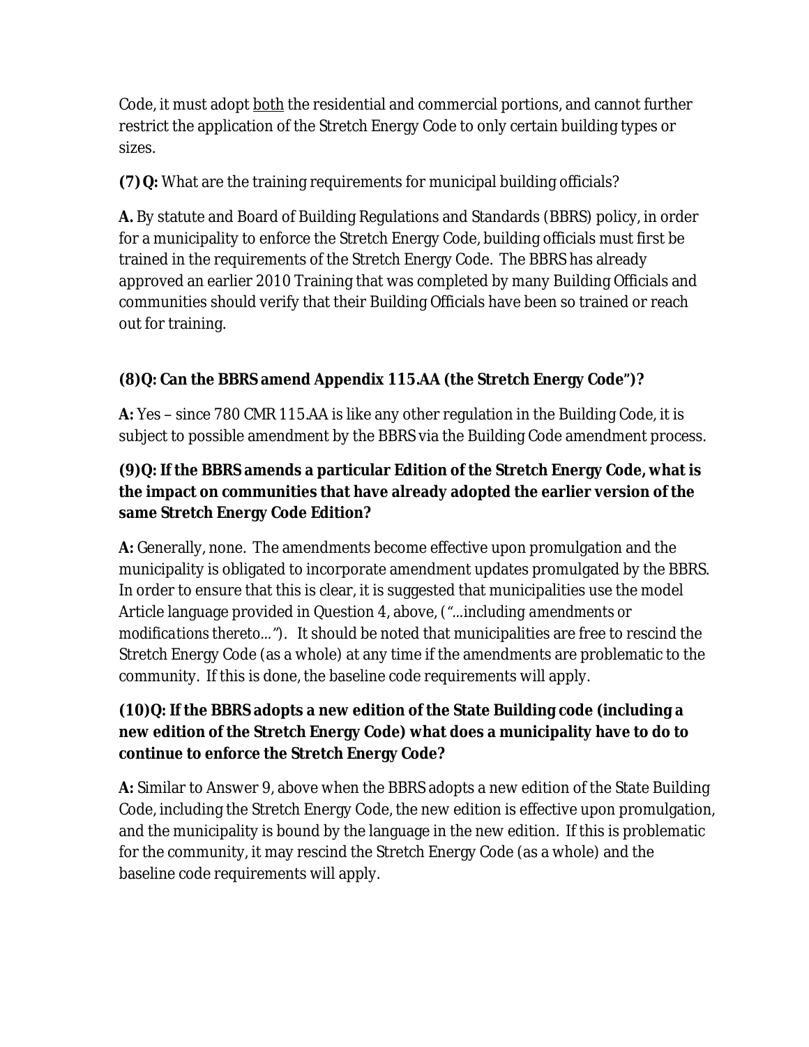Code, it must adopt <u>both</u> the residential and commercial portions, and cannot further restrict the application of the Stretch Energy Code to only certain building types or sizes.

**(7) Q:** What are the training requirements for municipal building officials?

**A.** By statute and Board of Building Regulations and Standards (BBRS) policy, in order for a municipality to enforce the Stretch Energy Code, building officials must first be trained in the requirements of the Stretch Energy Code. The BBRS has already approved an earlier 2010 Training that was completed by many Building Officials and communities should verify that their Building Officials have been so trained or reach out for training.

**(8)Q: Can the BBRS amend Appendix 115.AA (the Stretch Energy Code")?**

**A:** Yes – since 780 CMR 115.AA is like any other regulation in the Building Code, it is subject to possible amendment by the BBRS via the Building Code amendment process.

**(9)Q: If the BBRS amends a particular Edition of the Stretch Energy Code, what is the impact on communities that have already adopted the earlier version of the same Stretch Energy Code Edition?**

**A:** Generally, none. The amendments become effective upon promulgation and the municipality is obligated to incorporate amendment updates promulgated by the BBRS. In order to ensure that this is clear, it is suggested that municipalities use the model Article language provided in Question 4, above, (*"…including amendments or modifications thereto…"*). It should be noted that municipalities are free to rescind the Stretch Energy Code (as a whole) at any time if the amendments are problematic to the community. If this is done, the baseline code requirements will apply.

**(10)Q: If the BBRS adopts a new edition of the State Building code (including a new edition of the Stretch Energy Code) what does a municipality have to do to continue to enforce the Stretch Energy Code?**

**A:** Similar to Answer 9, above when the BBRS adopts a new edition of the State Building Code, including the Stretch Energy Code, the new edition is effective upon promulgation, and the municipality is bound by the language in the new edition. If this is problematic for the community, it may rescind the Stretch Energy Code (as a whole) and the baseline code requirements will apply.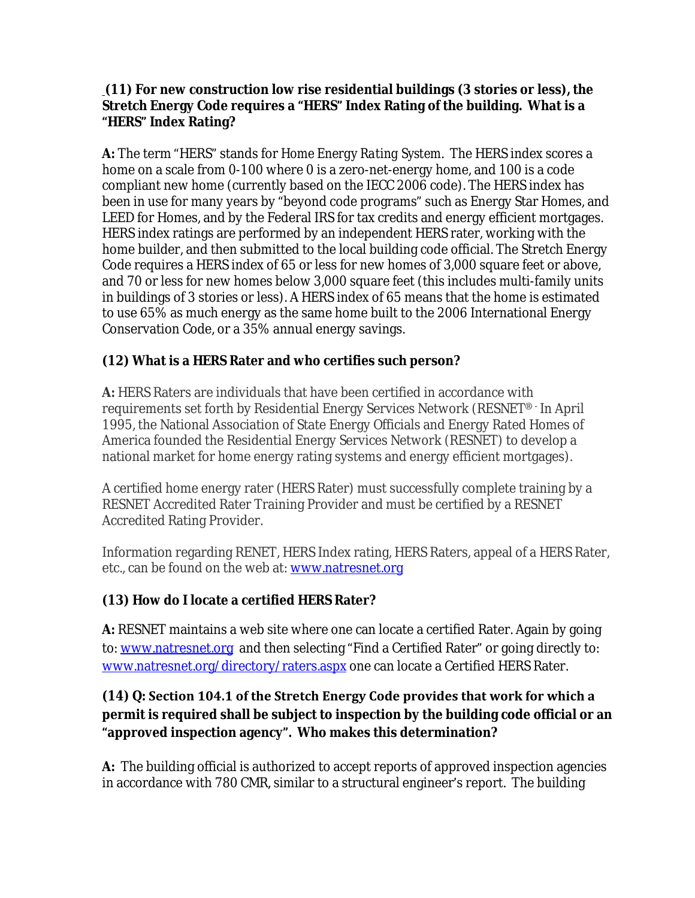**(11) For new construction low rise residential buildings (3 stories or less), the Stretch Energy Code requires a "HERS" Index Rating of the building. What is a "HERS" Index Rating?**

**A:** The term "HERS" stands for Home Energy Rating System. The HERS index scores a home on a scale from 0-100 where 0 is a zero-net-energy home, and 100 is a code compliant new home (currently based on the IECC 2006 code). The HERS index has been in use for many years by "beyond code programs" such as Energy Star Homes, and LEED for Homes, and by the Federal IRS for tax credits and energy efficient mortgages. HERS index ratings are performed by an independent HERS rater, working with the home builder, and then submitted to the local building code official. The Stretch Energy Code requires a HERS index of 65 or less for new homes of 3,000 square feet or above, and 70 or less for new homes below 3,000 square feet (this includes multi-family units in buildings of 3 stories or less). A HERS index of 65 means that the home is estimated to use 65% as much energy as the same home built to the 2006 International Energy Conservation Code, or a 35% annual energy savings.

**(12) What is a HERS Rater and who certifies such person?**

**A:** HERS Raters are individuals that have been certified in accordance with requirements set forth by Residential Energy Services Network (RESNET® - In April 1995, the National Association of State Energy Officials and Energy Rated Homes of America founded the Residential Energy Services Network (RESNET) to develop a national market for home energy rating systems and energy efficient mortgages).

A certified home energy rater (HERS Rater) must successfully complete training by a RESNET Accredited Rater Training Provider and must be certified by a RESNET Accredited Rating Provider.

Information regarding RENET, HERS Index rating, HERS Raters, appeal of a HERS Rater, etc., can be found on the web at: www.natresnet.org

**(13) How do I locate a certified HERS Rater?**

**A:** RESNET maintains a web site where one can locate a certified Rater. Again by going to: www.natresnet.org and then selecting "Find a Certified Rater" or going directly to: www.natresnet.org/directory/raters.aspx one can locate a Certified HERS Rater.

**(14) Q: Section 104.1 of the Stretch Energy Code provides that work for which a permit is required shall be subject to inspection by the building code official or an "approved inspection agency". Who makes this determination?**

**A:** The building official is authorized to accept reports of approved inspection agencies in accordance with 780 CMR, similar to a structural engineer's report. The building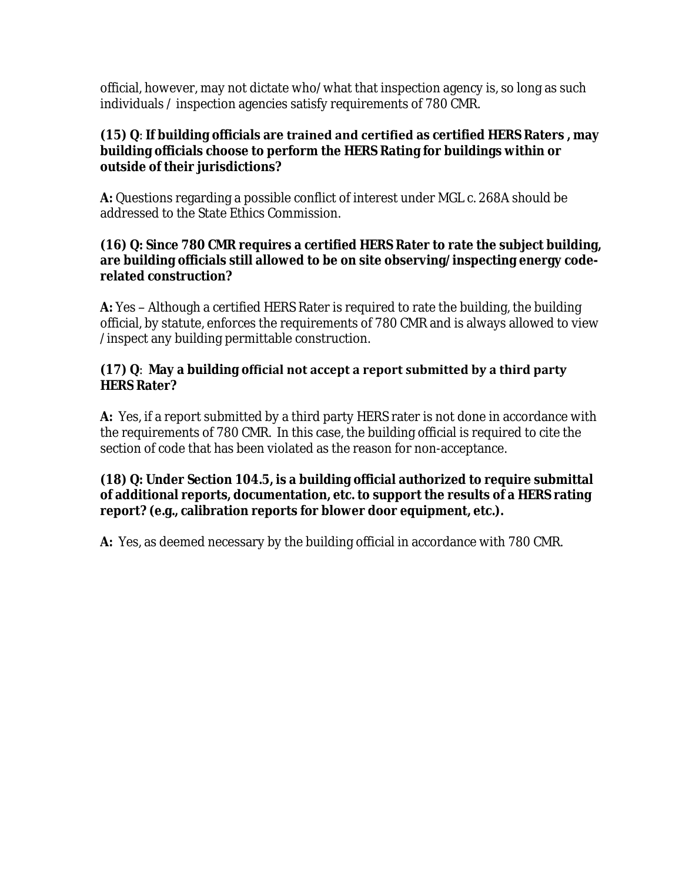official, however, may not dictate who/what that inspection agency is, so long as such individuals / inspection agencies satisfy requirements of 780 CMR.

**(15) Q**: **If building officials are trained and certified as certified HERS Raters , may building officials choose to perform the HERS Rating for buildings within or outside of their jurisdictions?**

**A:** Questions regarding a possible conflict of interest under MGL c. 268A should be addressed to the State Ethics Commission.

**(16) Q: Since 780 CMR requires a certified HERS Rater to rate the subject building, are building officials still allowed to be on site observing/inspecting energy code-related construction?**

**A:** Yes – Although a certified HERS Rater is required to rate the building, the building official, by statute, enforces the requirements of 780 CMR and is always allowed to view /inspect any building permittable construction.

**(17) Q**: **May a building official not accept a report submitted by a third party HERS Rater?**

**A:** Yes, if a report submitted by a third party HERS rater is not done in accordance with the requirements of 780 CMR. In this case, the building official is required to cite the section of code that has been violated as the reason for non-acceptance.

**(18) Q: Under Section 104.5, is a building official authorized to require submittal of additional reports, documentation, etc. to support the results of a HERS rating report? (e.g., calibration reports for blower door equipment, etc.).**

**A:** Yes, as deemed necessary by the building official in accordance with 780 CMR.